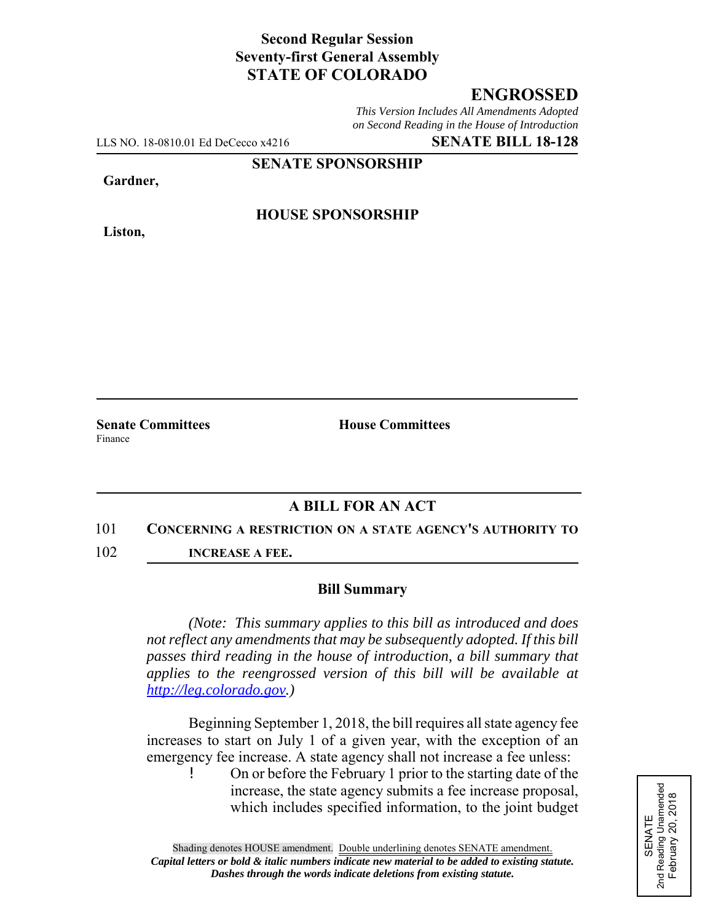**Second Regular Session**
**Seventy-first General Assembly**
**STATE OF COLORADO**

# ENGROSSED

*This Version Includes All Amendments Adopted on Second Reading in the House of Introduction*

LLS NO. 18-0810.01 Ed DeCecco x4216 **SENATE BILL 18-128**

**SENATE SPONSORSHIP**

**Gardner,**

**HOUSE SPONSORSHIP**

**Liston,**

**Senate Committees**
Finance

**House Committees**

## A BILL FOR AN ACT

101 **CONCERNING A RESTRICTION ON A STATE AGENCY'S AUTHORITY TO**
102 **INCREASE A FEE.**

### Bill Summary

*(Note: This summary applies to this bill as introduced and does not reflect any amendments that may be subsequently adopted. If this bill passes third reading in the house of introduction, a bill summary that applies to the reengrossed version of this bill will be available at http://leg.colorado.gov.)*

Beginning September 1, 2018, the bill requires all state agency fee increases to start on July 1 of a given year, with the exception of an emergency fee increase. A state agency shall not increase a fee unless:

- On or before the February 1 prior to the starting date of the increase, the state agency submits a fee increase proposal, which includes specified information, to the joint budget

SENATE
2nd Reading Unamended
February 20, 2018

Shading denotes HOUSE amendment. Double underlining denotes SENATE amendment.
*Capital letters or bold & italic numbers indicate new material to be added to existing statute.*
*Dashes through the words indicate deletions from existing statute.*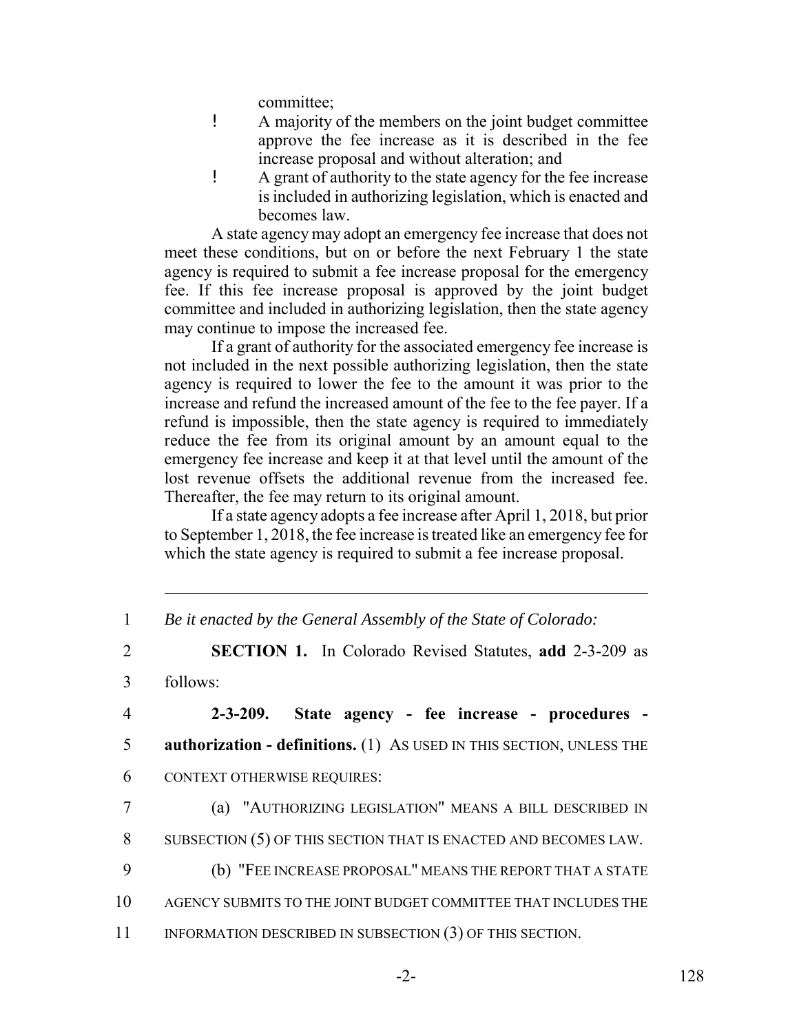committee;

- A majority of the members on the joint budget committee approve the fee increase as it is described in the fee increase proposal and without alteration; and
- A grant of authority to the state agency for the fee increase is included in authorizing legislation, which is enacted and becomes law.

A state agency may adopt an emergency fee increase that does not meet these conditions, but on or before the next February 1 the state agency is required to submit a fee increase proposal for the emergency fee. If this fee increase proposal is approved by the joint budget committee and included in authorizing legislation, then the state agency may continue to impose the increased fee.

If a grant of authority for the associated emergency fee increase is not included in the next possible authorizing legislation, then the state agency is required to lower the fee to the amount it was prior to the increase and refund the increased amount of the fee to the fee payer. If a refund is impossible, then the state agency is required to immediately reduce the fee from its original amount by an amount equal to the emergency fee increase and keep it at that level until the amount of the lost revenue offsets the additional revenue from the increased fee. Thereafter, the fee may return to its original amount.

If a state agency adopts a fee increase after April 1, 2018, but prior to September 1, 2018, the fee increase is treated like an emergency fee for which the state agency is required to submit a fee increase proposal.

---

1 *Be it enacted by the General Assembly of the State of Colorado:*

2 **SECTION 1.** In Colorado Revised Statutes, **add** 2-3-209 as

3 follows:

4 **2-3-209. State agency - fee increase - procedures -**

5 **authorization - definitions.** (1) AS USED IN THIS SECTION, UNLESS THE

6 CONTEXT OTHERWISE REQUIRES:

7 (a) "AUTHORIZING LEGISLATION" MEANS A BILL DESCRIBED IN

8 SUBSECTION (5) OF THIS SECTION THAT IS ENACTED AND BECOMES LAW.

9 (b) "FEE INCREASE PROPOSAL" MEANS THE REPORT THAT A STATE

10 AGENCY SUBMITS TO THE JOINT BUDGET COMMITTEE THAT INCLUDES THE

11 INFORMATION DESCRIBED IN SUBSECTION (3) OF THIS SECTION.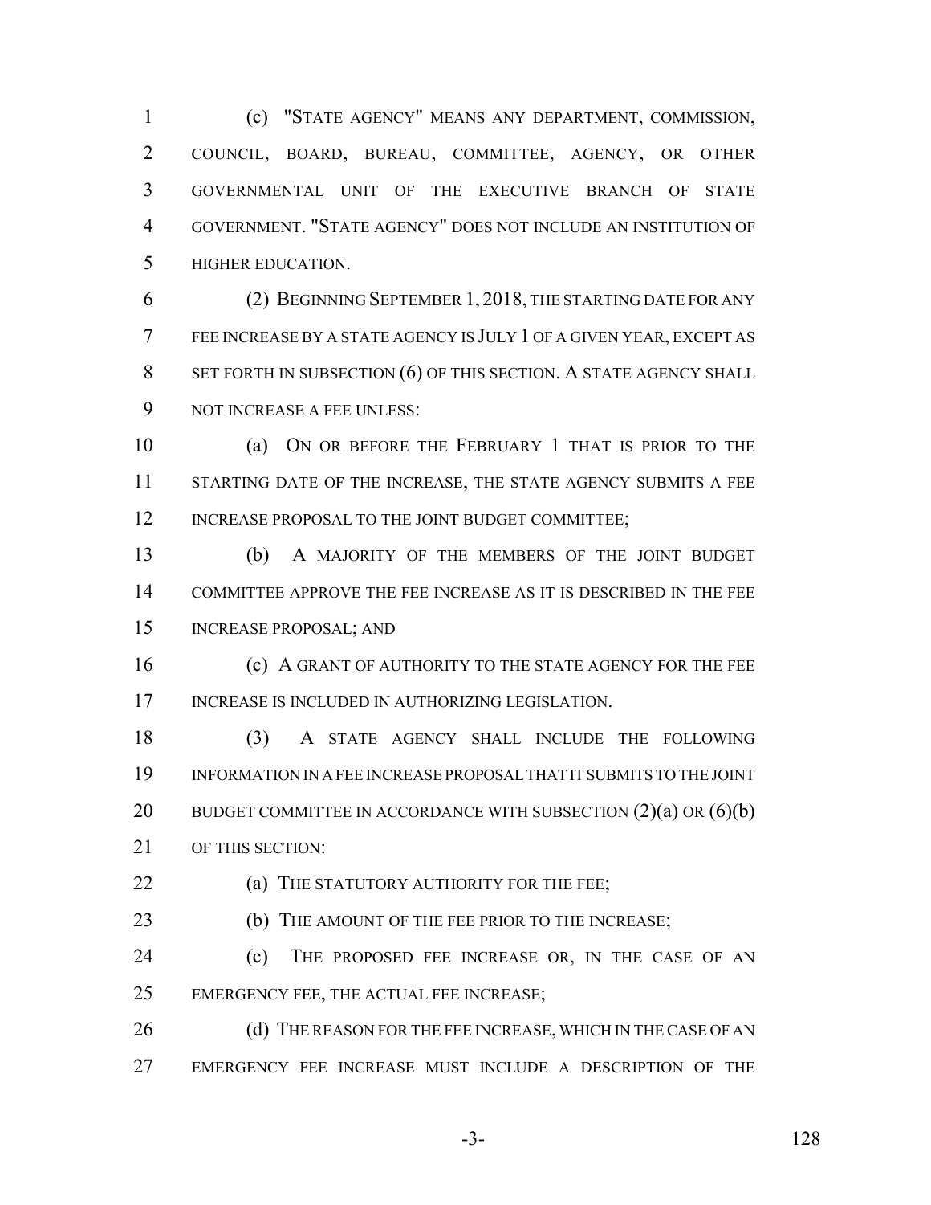(c) "STATE AGENCY" MEANS ANY DEPARTMENT, COMMISSION, COUNCIL, BOARD, BUREAU, COMMITTEE, AGENCY, OR OTHER GOVERNMENTAL UNIT OF THE EXECUTIVE BRANCH OF STATE GOVERNMENT. "STATE AGENCY" DOES NOT INCLUDE AN INSTITUTION OF HIGHER EDUCATION.

(2) BEGINNING SEPTEMBER 1, 2018, THE STARTING DATE FOR ANY FEE INCREASE BY A STATE AGENCY IS JULY 1 OF A GIVEN YEAR, EXCEPT AS SET FORTH IN SUBSECTION (6) OF THIS SECTION. A STATE AGENCY SHALL NOT INCREASE A FEE UNLESS:

(a) ON OR BEFORE THE FEBRUARY 1 THAT IS PRIOR TO THE STARTING DATE OF THE INCREASE, THE STATE AGENCY SUBMITS A FEE INCREASE PROPOSAL TO THE JOINT BUDGET COMMITTEE;

(b) A MAJORITY OF THE MEMBERS OF THE JOINT BUDGET COMMITTEE APPROVE THE FEE INCREASE AS IT IS DESCRIBED IN THE FEE INCREASE PROPOSAL; AND

(c) A GRANT OF AUTHORITY TO THE STATE AGENCY FOR THE FEE INCREASE IS INCLUDED IN AUTHORIZING LEGISLATION.

(3) A STATE AGENCY SHALL INCLUDE THE FOLLOWING INFORMATION IN A FEE INCREASE PROPOSAL THAT IT SUBMITS TO THE JOINT BUDGET COMMITTEE IN ACCORDANCE WITH SUBSECTION (2)(a) OR (6)(b) OF THIS SECTION:

(a) THE STATUTORY AUTHORITY FOR THE FEE;

(b) THE AMOUNT OF THE FEE PRIOR TO THE INCREASE;

(c) THE PROPOSED FEE INCREASE OR, IN THE CASE OF AN EMERGENCY FEE, THE ACTUAL FEE INCREASE;

(d) THE REASON FOR THE FEE INCREASE, WHICH IN THE CASE OF AN EMERGENCY FEE INCREASE MUST INCLUDE A DESCRIPTION OF THE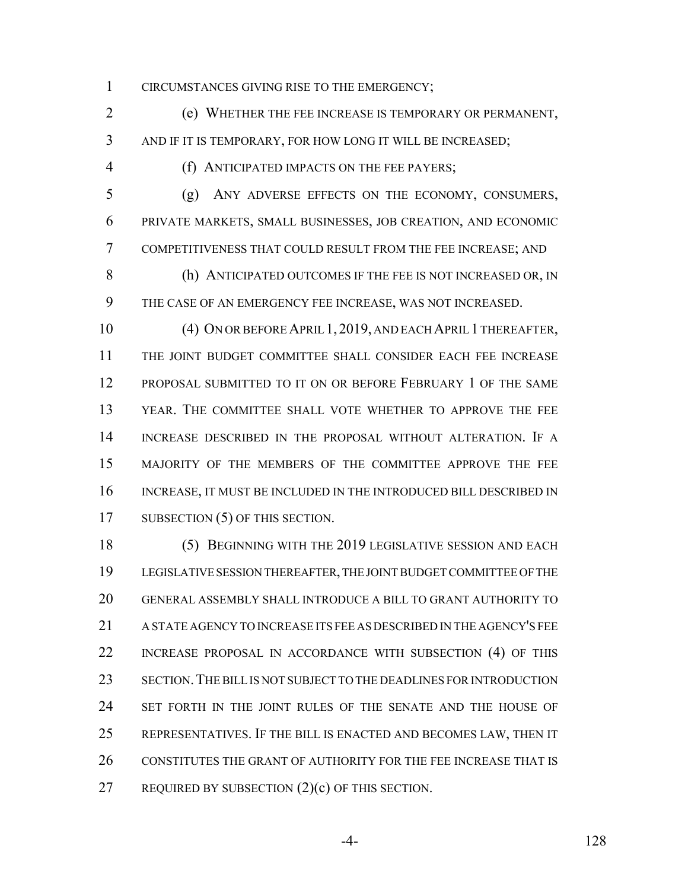CIRCUMSTANCES GIVING RISE TO THE EMERGENCY;

(e) WHETHER THE FEE INCREASE IS TEMPORARY OR PERMANENT, AND IF IT IS TEMPORARY, FOR HOW LONG IT WILL BE INCREASED;

(f) ANTICIPATED IMPACTS ON THE FEE PAYERS;

(g) ANY ADVERSE EFFECTS ON THE ECONOMY, CONSUMERS, PRIVATE MARKETS, SMALL BUSINESSES, JOB CREATION, AND ECONOMIC COMPETITIVENESS THAT COULD RESULT FROM THE FEE INCREASE; AND

(h) ANTICIPATED OUTCOMES IF THE FEE IS NOT INCREASED OR, IN THE CASE OF AN EMERGENCY FEE INCREASE, WAS NOT INCREASED.

(4) ON OR BEFORE APRIL 1, 2019, AND EACH APRIL 1 THEREAFTER, THE JOINT BUDGET COMMITTEE SHALL CONSIDER EACH FEE INCREASE PROPOSAL SUBMITTED TO IT ON OR BEFORE FEBRUARY 1 OF THE SAME YEAR. THE COMMITTEE SHALL VOTE WHETHER TO APPROVE THE FEE INCREASE DESCRIBED IN THE PROPOSAL WITHOUT ALTERATION. IF A MAJORITY OF THE MEMBERS OF THE COMMITTEE APPROVE THE FEE INCREASE, IT MUST BE INCLUDED IN THE INTRODUCED BILL DESCRIBED IN SUBSECTION (5) OF THIS SECTION.

(5) BEGINNING WITH THE 2019 LEGISLATIVE SESSION AND EACH LEGISLATIVE SESSION THEREAFTER, THE JOINT BUDGET COMMITTEE OF THE GENERAL ASSEMBLY SHALL INTRODUCE A BILL TO GRANT AUTHORITY TO A STATE AGENCY TO INCREASE ITS FEE AS DESCRIBED IN THE AGENCY'S FEE INCREASE PROPOSAL IN ACCORDANCE WITH SUBSECTION (4) OF THIS SECTION. THE BILL IS NOT SUBJECT TO THE DEADLINES FOR INTRODUCTION SET FORTH IN THE JOINT RULES OF THE SENATE AND THE HOUSE OF REPRESENTATIVES. IF THE BILL IS ENACTED AND BECOMES LAW, THEN IT CONSTITUTES THE GRANT OF AUTHORITY FOR THE FEE INCREASE THAT IS REQUIRED BY SUBSECTION (2)(c) OF THIS SECTION.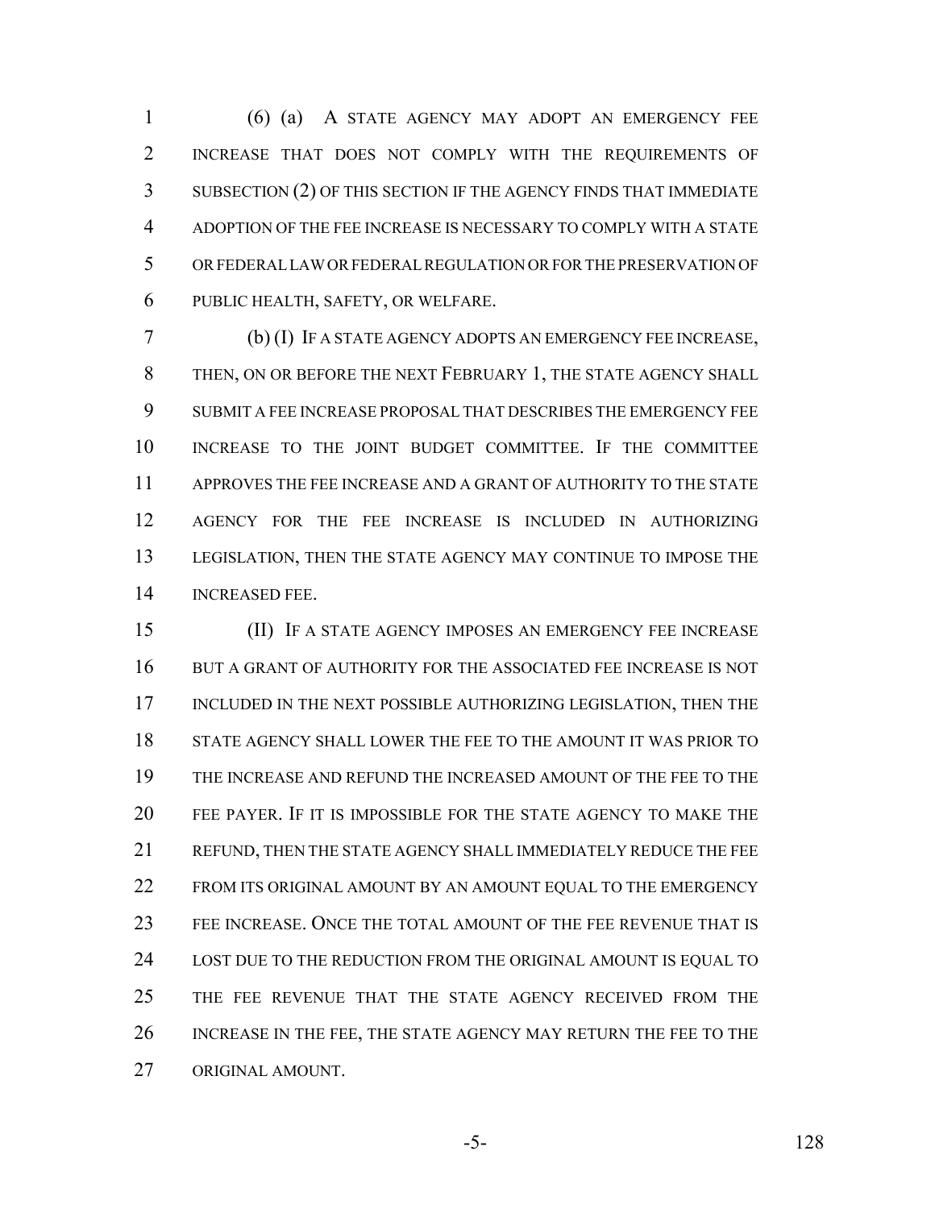(6) (a) A STATE AGENCY MAY ADOPT AN EMERGENCY FEE INCREASE THAT DOES NOT COMPLY WITH THE REQUIREMENTS OF SUBSECTION (2) OF THIS SECTION IF THE AGENCY FINDS THAT IMMEDIATE ADOPTION OF THE FEE INCREASE IS NECESSARY TO COMPLY WITH A STATE OR FEDERAL LAW OR FEDERAL REGULATION OR FOR THE PRESERVATION OF PUBLIC HEALTH, SAFETY, OR WELFARE.

(b) (I) IF A STATE AGENCY ADOPTS AN EMERGENCY FEE INCREASE, THEN, ON OR BEFORE THE NEXT FEBRUARY 1, THE STATE AGENCY SHALL SUBMIT A FEE INCREASE PROPOSAL THAT DESCRIBES THE EMERGENCY FEE INCREASE TO THE JOINT BUDGET COMMITTEE. IF THE COMMITTEE APPROVES THE FEE INCREASE AND A GRANT OF AUTHORITY TO THE STATE AGENCY FOR THE FEE INCREASE IS INCLUDED IN AUTHORIZING LEGISLATION, THEN THE STATE AGENCY MAY CONTINUE TO IMPOSE THE INCREASED FEE.

(II) IF A STATE AGENCY IMPOSES AN EMERGENCY FEE INCREASE BUT A GRANT OF AUTHORITY FOR THE ASSOCIATED FEE INCREASE IS NOT INCLUDED IN THE NEXT POSSIBLE AUTHORIZING LEGISLATION, THEN THE STATE AGENCY SHALL LOWER THE FEE TO THE AMOUNT IT WAS PRIOR TO THE INCREASE AND REFUND THE INCREASED AMOUNT OF THE FEE TO THE FEE PAYER. IF IT IS IMPOSSIBLE FOR THE STATE AGENCY TO MAKE THE REFUND, THEN THE STATE AGENCY SHALL IMMEDIATELY REDUCE THE FEE FROM ITS ORIGINAL AMOUNT BY AN AMOUNT EQUAL TO THE EMERGENCY FEE INCREASE. ONCE THE TOTAL AMOUNT OF THE FEE REVENUE THAT IS LOST DUE TO THE REDUCTION FROM THE ORIGINAL AMOUNT IS EQUAL TO THE FEE REVENUE THAT THE STATE AGENCY RECEIVED FROM THE INCREASE IN THE FEE, THE STATE AGENCY MAY RETURN THE FEE TO THE ORIGINAL AMOUNT.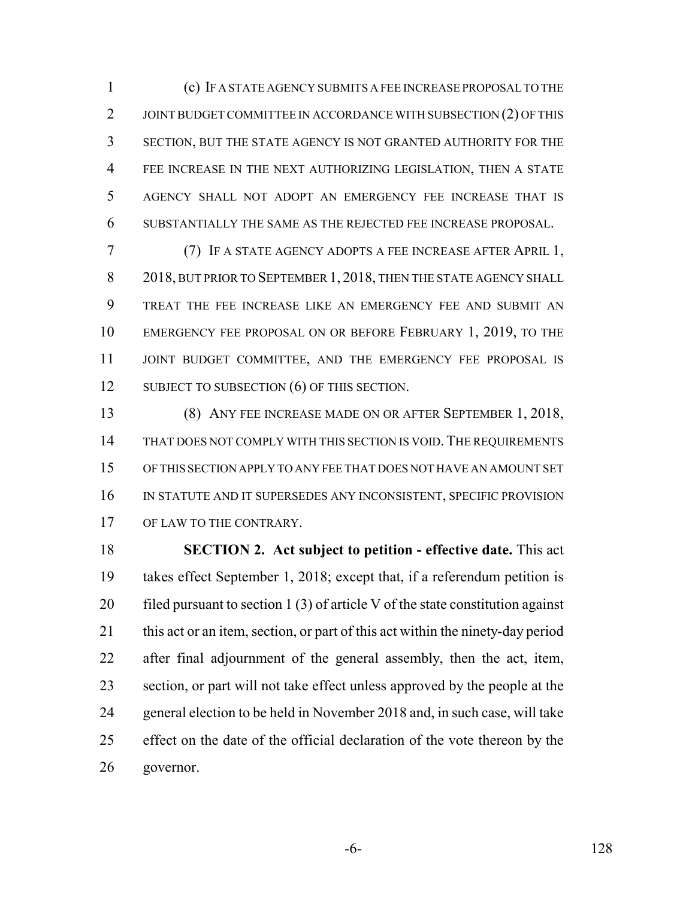(c) IF A STATE AGENCY SUBMITS A FEE INCREASE PROPOSAL TO THE JOINT BUDGET COMMITTEE IN ACCORDANCE WITH SUBSECTION (2) OF THIS SECTION, BUT THE STATE AGENCY IS NOT GRANTED AUTHORITY FOR THE FEE INCREASE IN THE NEXT AUTHORIZING LEGISLATION, THEN A STATE AGENCY SHALL NOT ADOPT AN EMERGENCY FEE INCREASE THAT IS SUBSTANTIALLY THE SAME AS THE REJECTED FEE INCREASE PROPOSAL.

(7) IF A STATE AGENCY ADOPTS A FEE INCREASE AFTER APRIL 1, 2018, BUT PRIOR TO SEPTEMBER 1, 2018, THEN THE STATE AGENCY SHALL TREAT THE FEE INCREASE LIKE AN EMERGENCY FEE AND SUBMIT AN EMERGENCY FEE PROPOSAL ON OR BEFORE FEBRUARY 1, 2019, TO THE JOINT BUDGET COMMITTEE, AND THE EMERGENCY FEE PROPOSAL IS SUBJECT TO SUBSECTION (6) OF THIS SECTION.

(8) ANY FEE INCREASE MADE ON OR AFTER SEPTEMBER 1, 2018, THAT DOES NOT COMPLY WITH THIS SECTION IS VOID. THE REQUIREMENTS OF THIS SECTION APPLY TO ANY FEE THAT DOES NOT HAVE AN AMOUNT SET IN STATUTE AND IT SUPERSEDES ANY INCONSISTENT, SPECIFIC PROVISION OF LAW TO THE CONTRARY.

**SECTION 2. Act subject to petition - effective date.** This act takes effect September 1, 2018; except that, if a referendum petition is filed pursuant to section 1 (3) of article V of the state constitution against this act or an item, section, or part of this act within the ninety-day period after final adjournment of the general assembly, then the act, item, section, or part will not take effect unless approved by the people at the general election to be held in November 2018 and, in such case, will take effect on the date of the official declaration of the vote thereon by the governor.